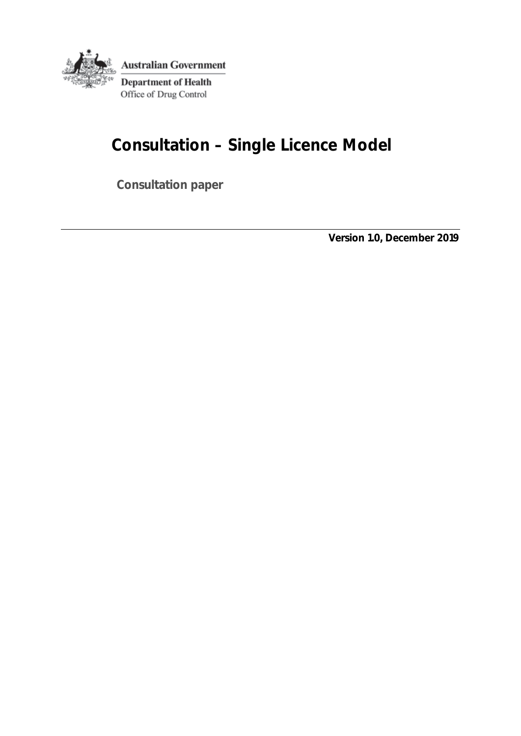Australian Government

Department of Health

Office of Drug Control

# Consultation – Single Licence Model

**Consultation paper**

---

**Version 1.0, December 2019**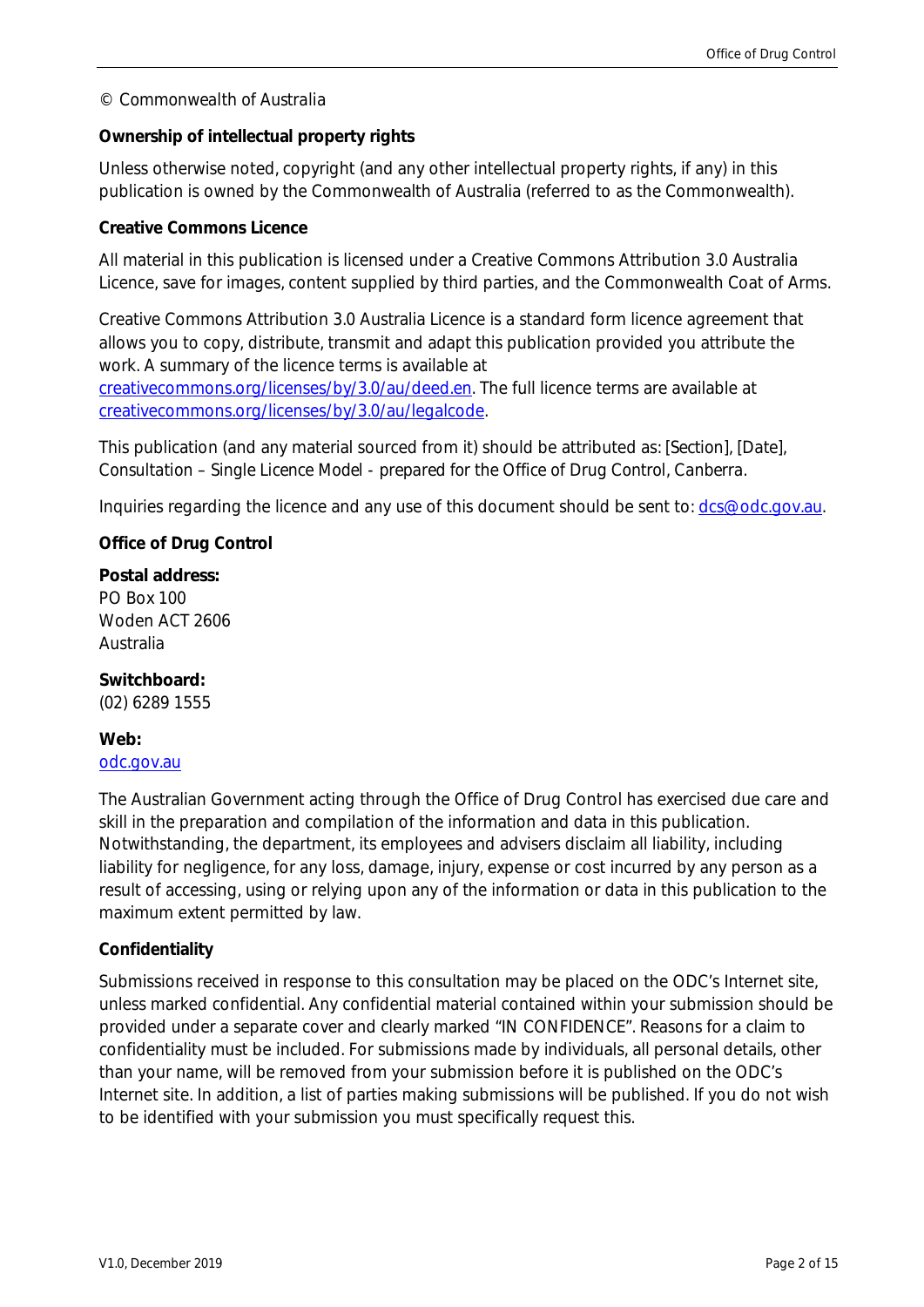© Commonwealth of Australia

**Ownership of intellectual property rights**

Unless otherwise noted, copyright (and any other intellectual property rights, if any) in this publication is owned by the Commonwealth of Australia (referred to as the Commonwealth).

**Creative Commons Licence**

All material in this publication is licensed under a Creative Commons Attribution 3.0 Australia Licence, save for images, content supplied by third parties, and the Commonwealth Coat of Arms.

Creative Commons Attribution 3.0 Australia Licence is a standard form licence agreement that allows you to copy, distribute, transmit and adapt this publication provided you attribute the work. A summary of the licence terms is available at [creativecommons.org/licenses/by/3.0/au/deed.en](creativecommons.org/licenses/by/3.0/au/deed.en). The full licence terms are available at [creativecommons.org/licenses/by/3.0/au/legalcode](creativecommons.org/licenses/by/3.0/au/legalcode).

This publication (and any material sourced from it) should be attributed as: [Section], [Date], Consultation – Single Licence Model - prepared for the Office of Drug Control, Canberra.

Inquiries regarding the licence and any use of this document should be sent to: [dcs@odc.gov.au](mailto:dcs@odc.gov.au).

**Office of Drug Control**

**Postal address:**
PO Box 100
Woden ACT 2606
Australia

**Switchboard:**
(02) 6289 1555

**Web:**
[odc.gov.au](odc.gov.au)

The Australian Government acting through the Office of Drug Control has exercised due care and skill in the preparation and compilation of the information and data in this publication. Notwithstanding, the department, its employees and advisers disclaim all liability, including liability for negligence, for any loss, damage, injury, expense or cost incurred by any person as a result of accessing, using or relying upon any of the information or data in this publication to the maximum extent permitted by law.

**Confidentiality**

Submissions received in response to this consultation may be placed on the ODC's Internet site, unless marked confidential. Any confidential material contained within your submission should be provided under a separate cover and clearly marked "IN CONFIDENCE". Reasons for a claim to confidentiality must be included. For submissions made by individuals, all personal details, other than your name, will be removed from your submission before it is published on the ODC's Internet site. In addition, a list of parties making submissions will be published. If you do not wish to be identified with your submission you must specifically request this.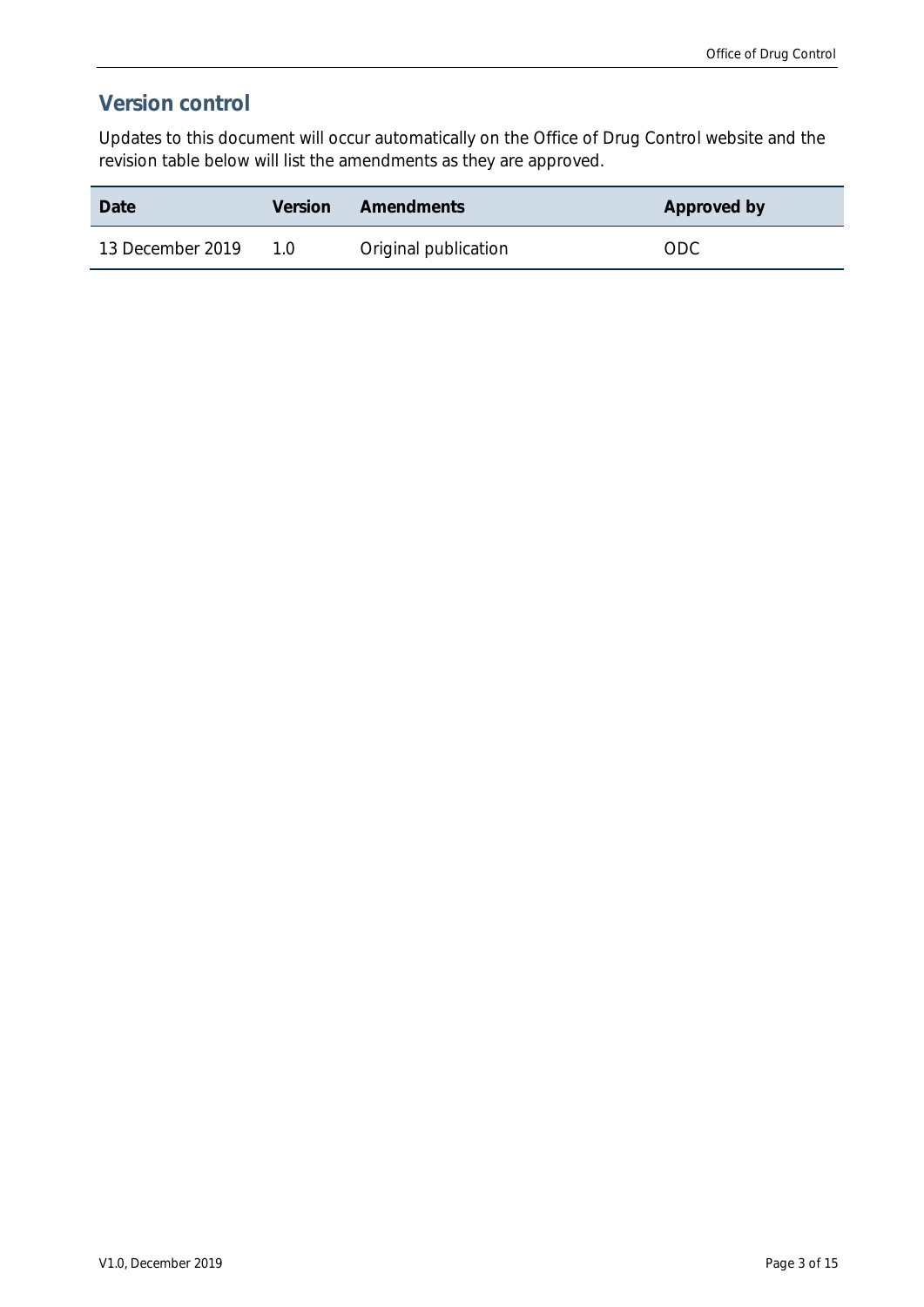## Version control

Updates to this document will occur automatically on the Office of Drug Control website and the revision table below will list the amendments as they are approved.

| Date | Version | Amendments | Approved by |
|---|---|---|---|
| 13 December 2019 | 1.0 | Original publication | ODC |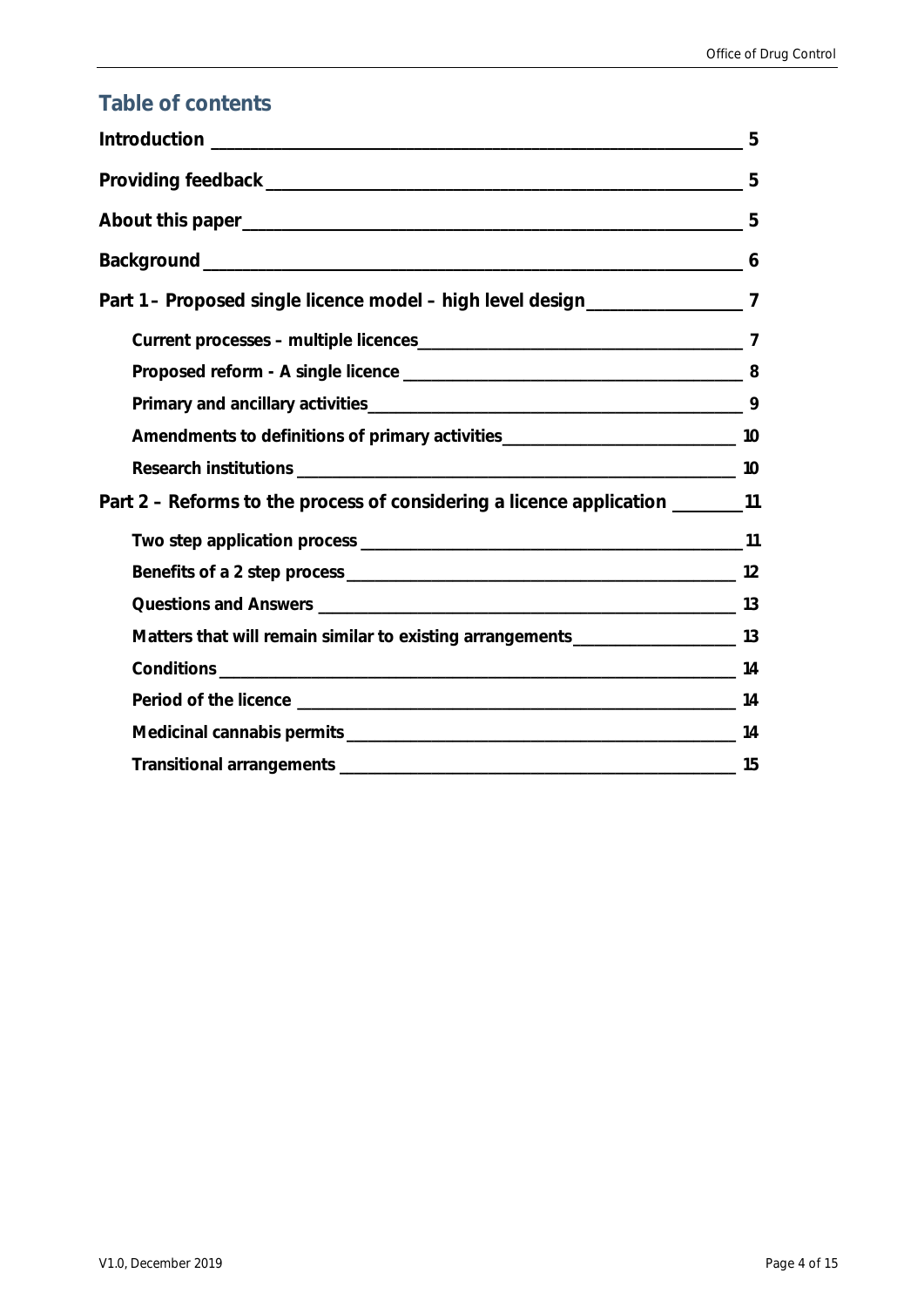## Table of contents

- Introduction — 5
- Providing feedback — 5
- About this paper — 5
- Background — 6
- Part 1 – Proposed single licence model – high level design — 7
  - Current processes - multiple licences — 7
  - Proposed reform - A single licence — 8
  - Primary and ancillary activities — 9
  - Amendments to definitions of primary activities — 10
  - Research institutions — 10
- Part 2 – Reforms to the process of considering a licence application — 11
  - Two step application process — 11
  - Benefits of a 2 step process — 12
  - Questions and Answers — 13
  - Matters that will remain similar to existing arrangements — 13
  - Conditions — 14
  - Period of the licence — 14
  - Medicinal cannabis permits — 14
  - Transitional arrangements — 15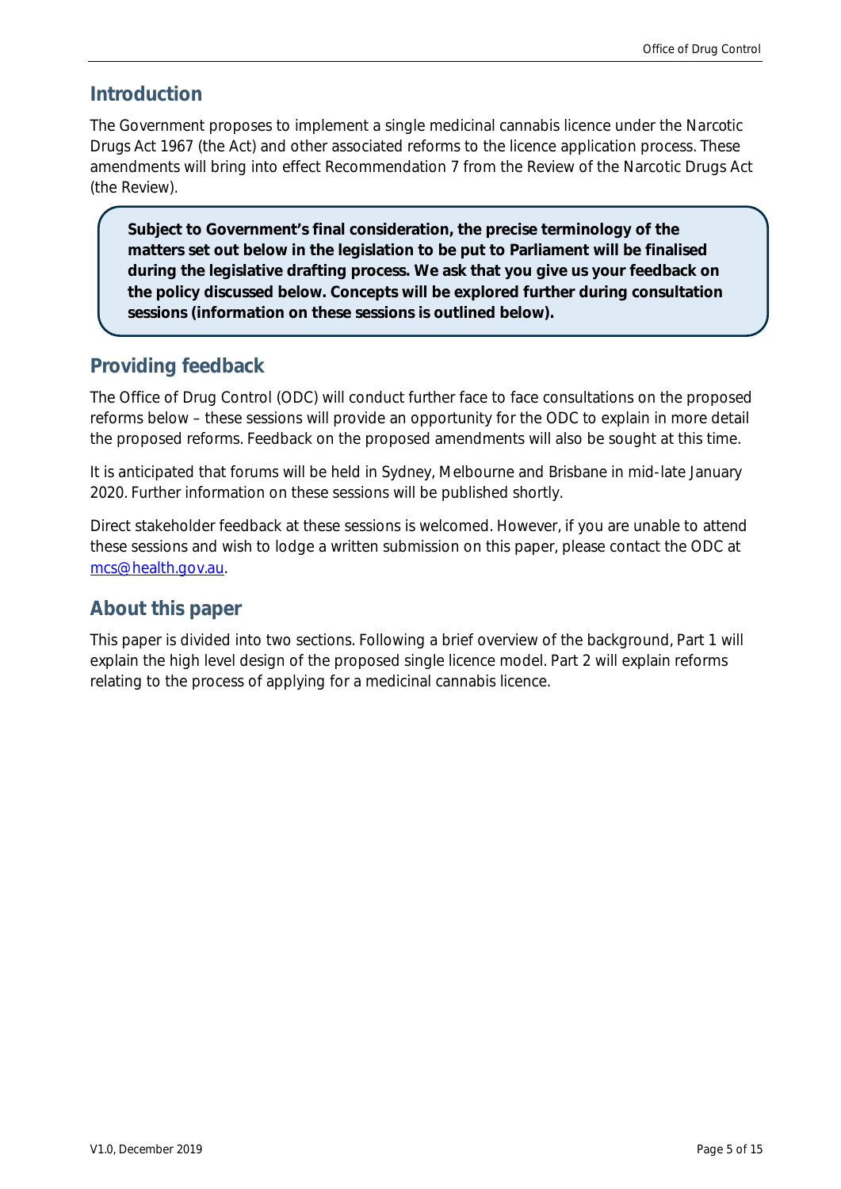## Introduction

The Government proposes to implement a single medicinal cannabis licence under the Narcotic Drugs Act 1967 (the Act) and other associated reforms to the licence application process. These amendments will bring into effect Recommendation 7 from the Review of the Narcotic Drugs Act (the Review).

> **Subject to Government's final consideration, the precise terminology of the matters set out below in the legislation to be put to Parliament will be finalised during the legislative drafting process. We ask that you give us your feedback on the policy discussed below. Concepts will be explored further during consultation sessions (information on these sessions is outlined below).**

## Providing feedback

The Office of Drug Control (ODC) will conduct further face to face consultations on the proposed reforms below – these sessions will provide an opportunity for the ODC to explain in more detail the proposed reforms. Feedback on the proposed amendments will also be sought at this time.

It is anticipated that forums will be held in Sydney, Melbourne and Brisbane in mid-late January 2020. Further information on these sessions will be published shortly.

Direct stakeholder feedback at these sessions is welcomed. However, if you are unable to attend these sessions and wish to lodge a written submission on this paper, please contact the ODC at mcs@health.gov.au.

## About this paper

This paper is divided into two sections. Following a brief overview of the background, Part 1 will explain the high level design of the proposed single licence model. Part 2 will explain reforms relating to the process of applying for a medicinal cannabis licence.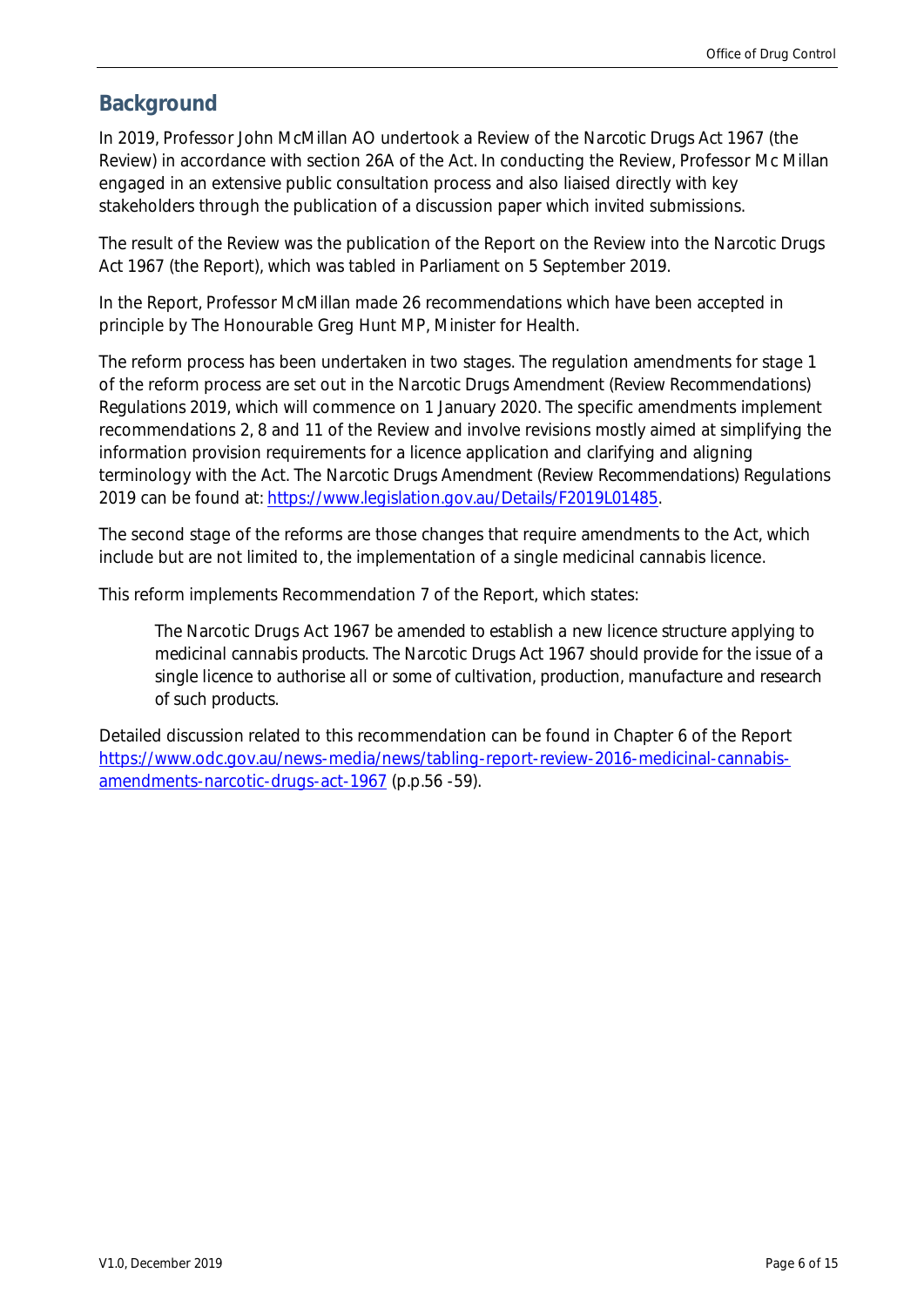## Background

In 2019, Professor John McMillan AO undertook a Review of the Narcotic Drugs Act 1967 (the Review) in accordance with section 26A of the Act. In conducting the Review, Professor Mc Millan engaged in an extensive public consultation process and also liaised directly with key stakeholders through the publication of a discussion paper which invited submissions.

The result of the Review was the publication of the Report on the Review into the Narcotic Drugs Act 1967 (the Report), which was tabled in Parliament on 5 September 2019.

In the Report, Professor McMillan made 26 recommendations which have been accepted in principle by The Honourable Greg Hunt MP, Minister for Health.

The reform process has been undertaken in two stages. The regulation amendments for stage 1 of the reform process are set out in the Narcotic Drugs Amendment (Review Recommendations) Regulations 2019, which will commence on 1 January 2020. The specific amendments implement recommendations 2, 8 and 11 of the Review and involve revisions mostly aimed at simplifying the information provision requirements for a licence application and clarifying and aligning terminology with the Act. The Narcotic Drugs Amendment (Review Recommendations) Regulations 2019 can be found at: [https://www.legislation.gov.au/Details/F2019L01485](https://www.legislation.gov.au/Details/F2019L01485).

The second stage of the reforms are those changes that require amendments to the Act, which include but are not limited to, the implementation of a single medicinal cannabis licence.

This reform implements Recommendation 7 of the Report, which states:

> The Narcotic Drugs Act 1967 be amended to establish a new licence structure applying to medicinal cannabis products. The Narcotic Drugs Act 1967 should provide for the issue of a single licence to authorise all or some of cultivation, production, manufacture and research of such products.

Detailed discussion related to this recommendation can be found in Chapter 6 of the Report [https://www.odc.gov.au/news-media/news/tabling-report-review-2016-medicinal-cannabis-amendments-narcotic-drugs-act-1967](https://www.odc.gov.au/news-media/news/tabling-report-review-2016-medicinal-cannabis-amendments-narcotic-drugs-act-1967) (p.p.56 -59).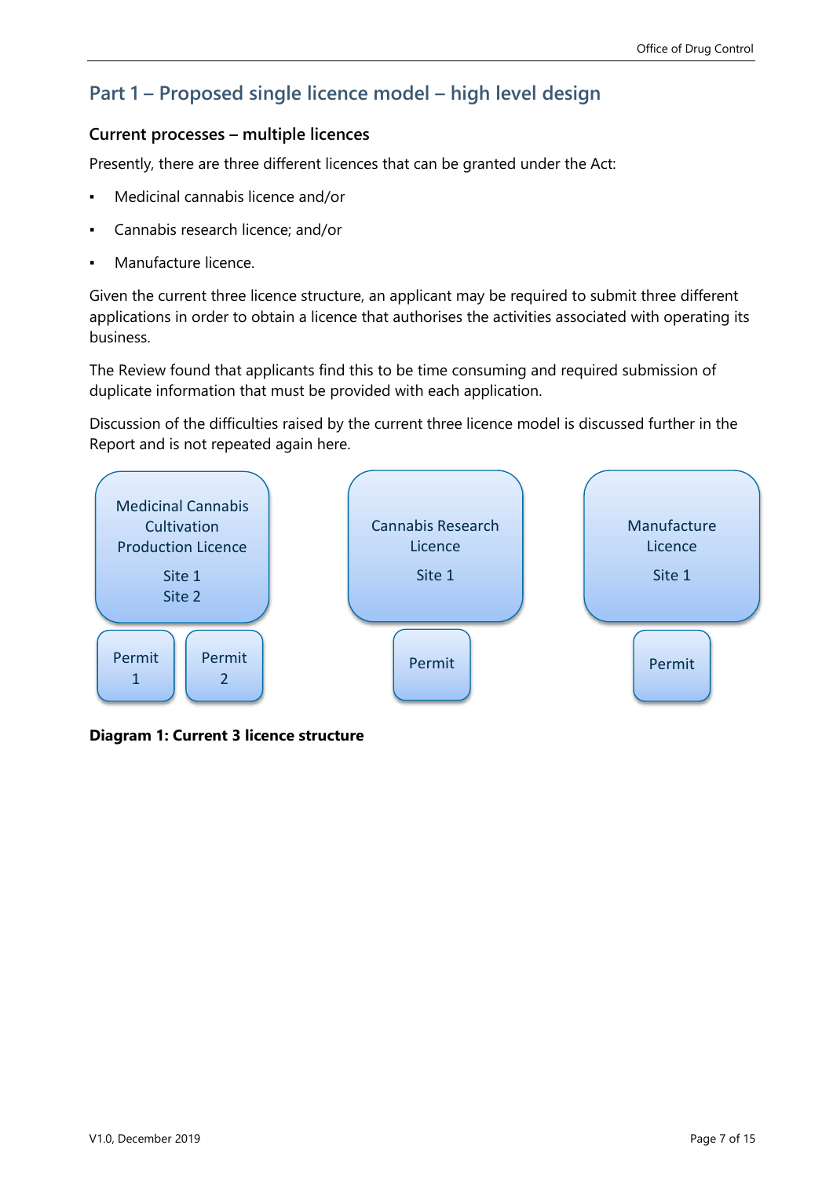## Part 1 – Proposed single licence model – high level design

### Current processes – multiple licences

Presently, there are three different licences that can be granted under the Act:

- Medicinal cannabis licence and/or
- Cannabis research licence; and/or
- Manufacture licence.

Given the current three licence structure, an applicant may be required to submit three different applications in order to obtain a licence that authorises the activities associated with operating its business.

The Review found that applicants find this to be time consuming and required submission of duplicate information that must be provided with each application.

Discussion of the difficulties raised by the current three licence model is discussed further in the Report and is not repeated again here.

Medicinal Cannabis Cultivation Production Licence
Site 1
Site 2

Permit 1 | Permit 2

Cannabis Research Licence
Site 1

Permit

Manufacture Licence
Site 1

Permit

**Diagram 1: Current 3 licence structure**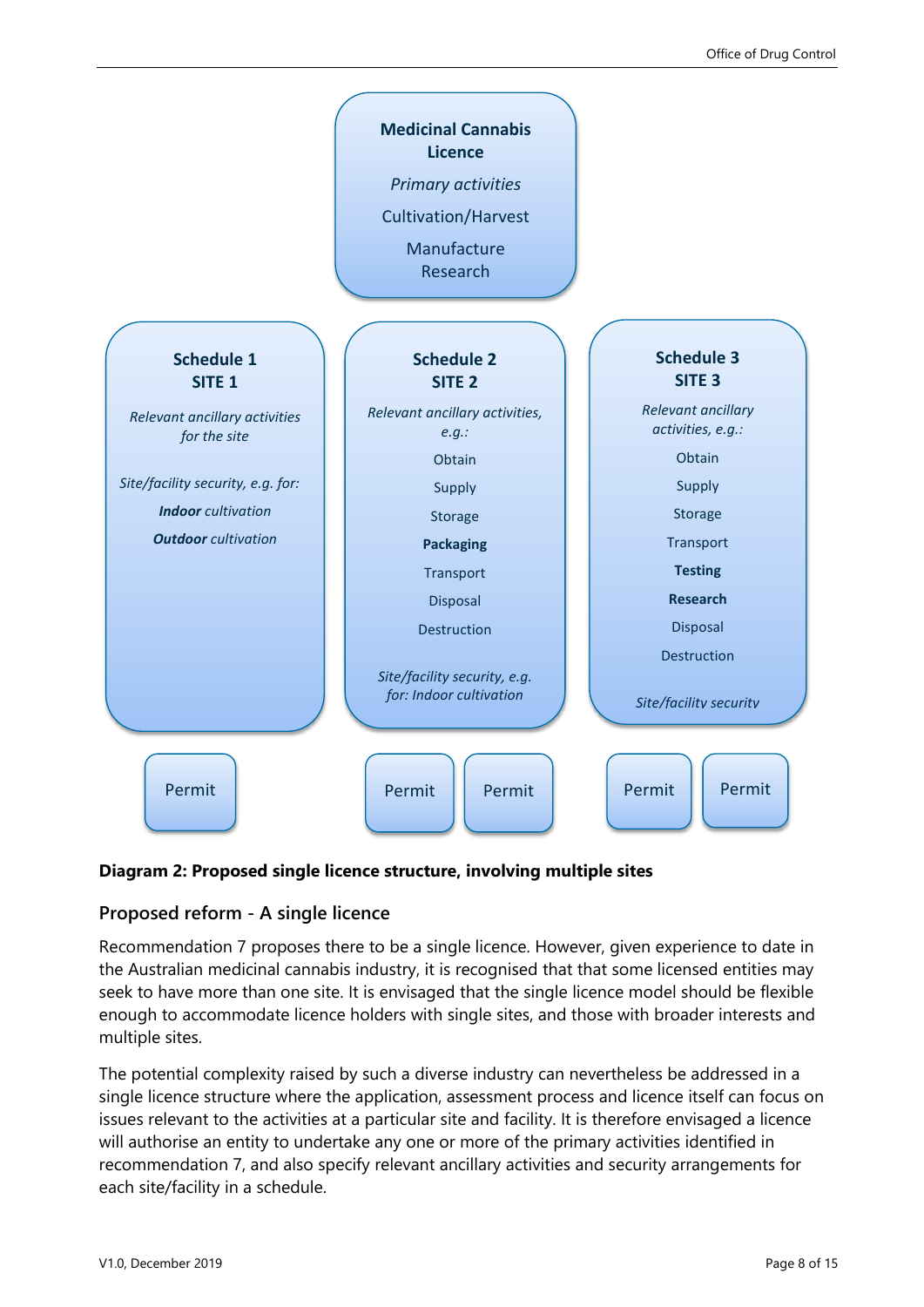**Medicinal Cannabis Licence**

*Primary activities*

Cultivation/Harvest

Manufacture

Research

**Schedule 1**
**SITE 1**

*Relevant ancillary activities for the site*

*Site/facility security, e.g. for:*

***Indoor** cultivation*

***Outdoor** cultivation*

**Schedule 2**
**SITE 2**

*Relevant ancillary activities, e.g.:*

Obtain

Supply

Storage

**Packaging**

Transport

Disposal

Destruction

*Site/facility security, e.g. for: Indoor cultivation*

**Schedule 3**
**SITE 3**

*Relevant ancillary activities, e.g.:*

Obtain

Supply

Storage

Transport

**Testing**

**Research**

Disposal

Destruction

*Site/facility security*

Permit | Permit | Permit | Permit | Permit

**Diagram 2: Proposed single licence structure, involving multiple sites**

## Proposed reform - A single licence

Recommendation 7 proposes there to be a single licence. However, given experience to date in the Australian medicinal cannabis industry, it is recognised that that some licensed entities may seek to have more than one site. It is envisaged that the single licence model should be flexible enough to accommodate licence holders with single sites, and those with broader interests and multiple sites.

The potential complexity raised by such a diverse industry can nevertheless be addressed in a single licence structure where the application, assessment process and licence itself can focus on issues relevant to the activities at a particular site and facility. It is therefore envisaged a licence will authorise an entity to undertake any one or more of the primary activities identified in recommendation 7, and also specify relevant ancillary activities and security arrangements for each site/facility in a schedule.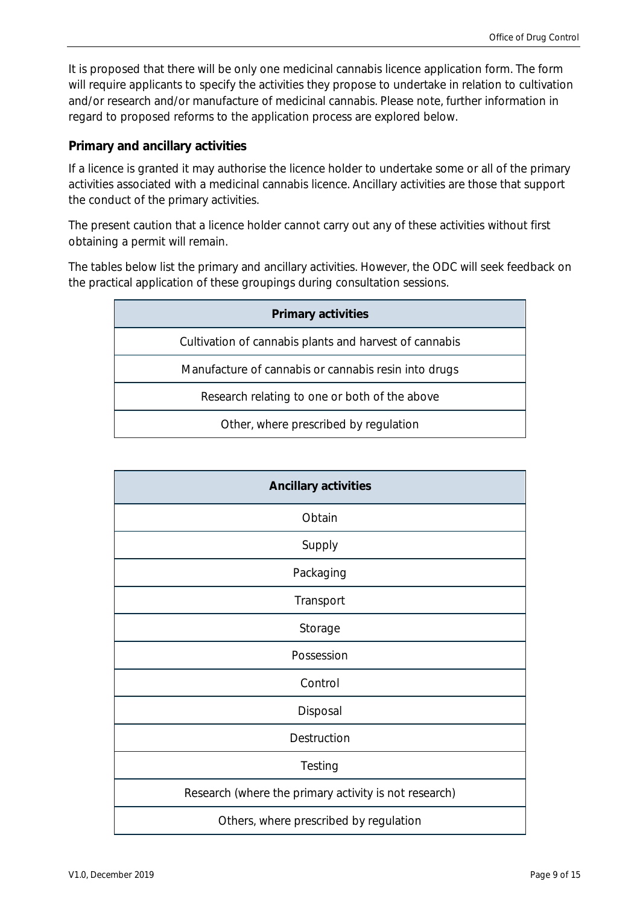It is proposed that there will be only one medicinal cannabis licence application form. The form will require applicants to specify the activities they propose to undertake in relation to cultivation and/or research and/or manufacture of medicinal cannabis. Please note, further information in regard to proposed reforms to the application process are explored below.

### Primary and ancillary activities

If a licence is granted it may authorise the licence holder to undertake some or all of the primary activities associated with a medicinal cannabis licence. Ancillary activities are those that support the conduct of the primary activities.

The present caution that a licence holder cannot carry out any of these activities without first obtaining a permit will remain.

The tables below list the primary and ancillary activities. However, the ODC will seek feedback on the practical application of these groupings during consultation sessions.

| Primary activities |
|---|
| Cultivation of cannabis plants and harvest of cannabis |
| Manufacture of cannabis or cannabis resin into drugs |
| Research relating to one or both of the above |
| Other, where prescribed by regulation |

| Ancillary activities |
|---|
| Obtain |
| Supply |
| Packaging |
| Transport |
| Storage |
| Possession |
| Control |
| Disposal |
| Destruction |
| Testing |
| Research (where the primary activity is not research) |
| Others, where prescribed by regulation |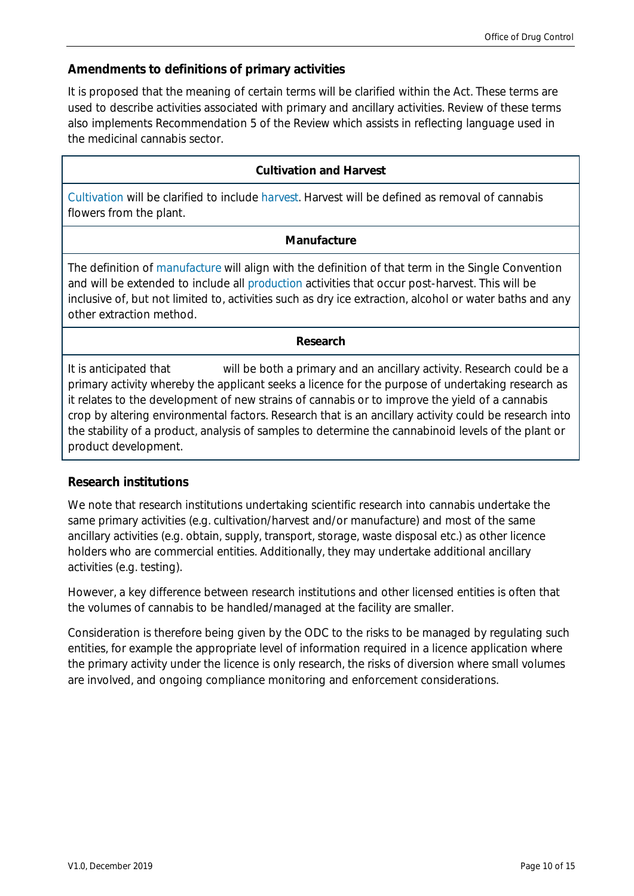## Amendments to definitions of primary activities

It is proposed that the meaning of certain terms will be clarified within the Act. These terms are used to describe activities associated with primary and ancillary activities. Review of these terms also implements Recommendation 5 of the Review which assists in reflecting language used in the medicinal cannabis sector.

| Cultivation and Harvest |
|---|
| Cultivation will be clarified to include harvest. Harvest will be defined as removal of cannabis flowers from the plant. |
| **Manufacture** |
| The definition of manufacture will align with the definition of that term in the Single Convention and will be extended to include all production activities that occur post-harvest. This will be inclusive of, but not limited to, activities such as dry ice extraction, alcohol or water baths and any other extraction method. |
| **Research** |
| It is anticipated that will be both a primary and an ancillary activity. Research could be a primary activity whereby the applicant seeks a licence for the purpose of undertaking research as it relates to the development of new strains of cannabis or to improve the yield of a cannabis crop by altering environmental factors. Research that is an ancillary activity could be research into the stability of a product, analysis of samples to determine the cannabinoid levels of the plant or product development. |

## Research institutions

We note that research institutions undertaking scientific research into cannabis undertake the same primary activities (e.g. cultivation/harvest and/or manufacture) and most of the same ancillary activities (e.g. obtain, supply, transport, storage, waste disposal etc.) as other licence holders who are commercial entities. Additionally, they may undertake additional ancillary activities (e.g. testing).

However, a key difference between research institutions and other licensed entities is often that the volumes of cannabis to be handled/managed at the facility are smaller.

Consideration is therefore being given by the ODC to the risks to be managed by regulating such entities, for example the appropriate level of information required in a licence application where the primary activity under the licence is only research, the risks of diversion where small volumes are involved, and ongoing compliance monitoring and enforcement considerations.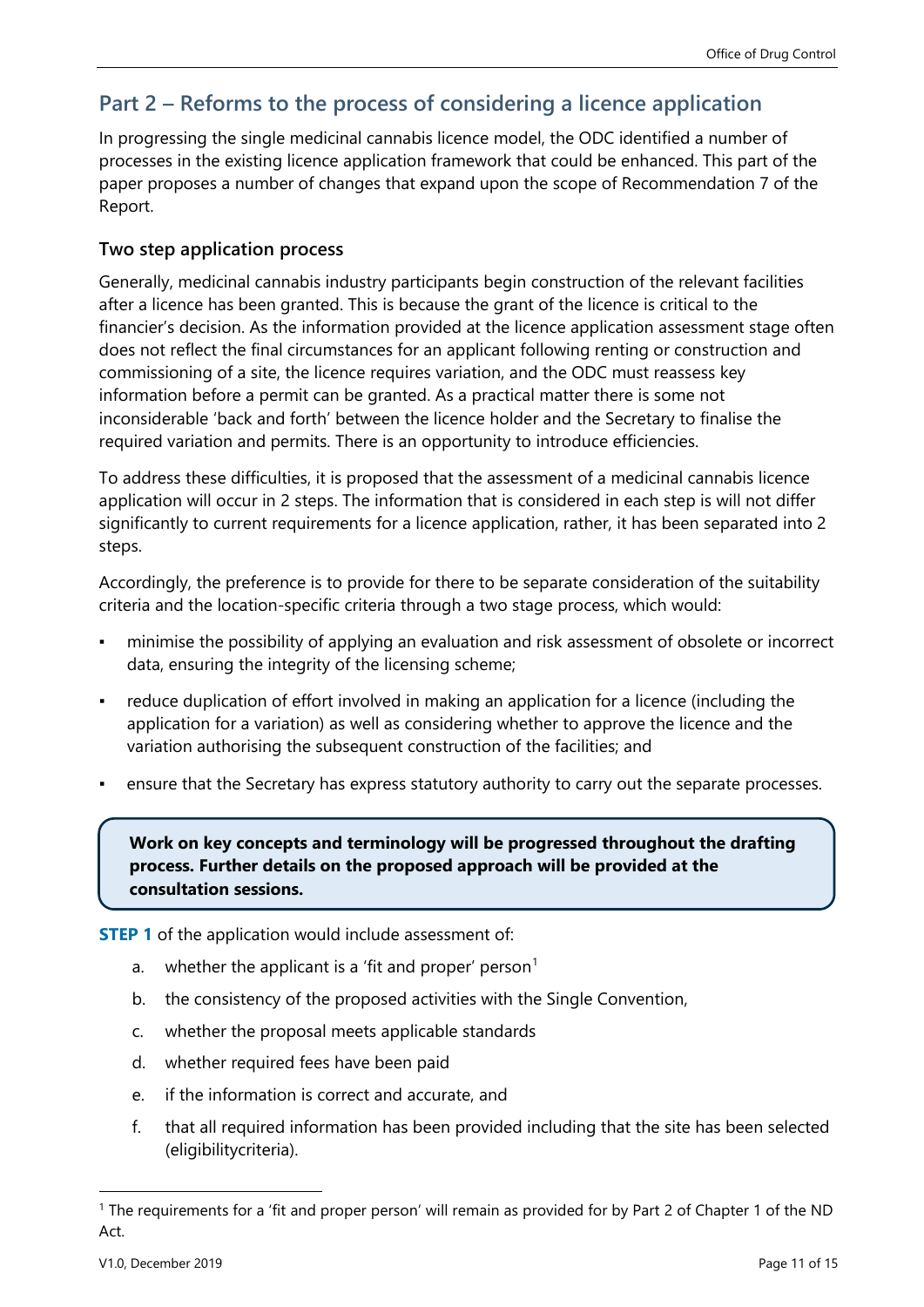## Part 2 – Reforms to the process of considering a licence application

In progressing the single medicinal cannabis licence model, the ODC identified a number of processes in the existing licence application framework that could be enhanced. This part of the paper proposes a number of changes that expand upon the scope of Recommendation 7 of the Report.

### Two step application process

Generally, medicinal cannabis industry participants begin construction of the relevant facilities after a licence has been granted. This is because the grant of the licence is critical to the financier's decision. As the information provided at the licence application assessment stage often does not reflect the final circumstances for an applicant following renting or construction and commissioning of a site, the licence requires variation, and the ODC must reassess key information before a permit can be granted. As a practical matter there is some not inconsiderable 'back and forth' between the licence holder and the Secretary to finalise the required variation and permits. There is an opportunity to introduce efficiencies.

To address these difficulties, it is proposed that the assessment of a medicinal cannabis licence application will occur in 2 steps. The information that is considered in each step is will not differ significantly to current requirements for a licence application, rather, it has been separated into 2 steps.

Accordingly, the preference is to provide for there to be separate consideration of the suitability criteria and the location-specific criteria through a two stage process, which would:

- minimise the possibility of applying an evaluation and risk assessment of obsolete or incorrect data, ensuring the integrity of the licensing scheme;
- reduce duplication of effort involved in making an application for a licence (including the application for a variation) as well as considering whether to approve the licence and the variation authorising the subsequent construction of the facilities; and
- ensure that the Secretary has express statutory authority to carry out the separate processes.

> **Work on key concepts and terminology will be progressed throughout the drafting process. Further details on the proposed approach will be provided at the consultation sessions.**

**STEP 1** of the application would include assessment of:

a. whether the applicant is a 'fit and proper' person[1]
b. the consistency of the proposed activities with the Single Convention,
c. whether the proposal meets applicable standards
d. whether required fees have been paid
e. if the information is correct and accurate, and
f. that all required information has been provided including that the site has been selected (eligibilitycriteria).

---

[1] The requirements for a 'fit and proper person' will remain as provided for by Part 2 of Chapter 1 of the ND Act.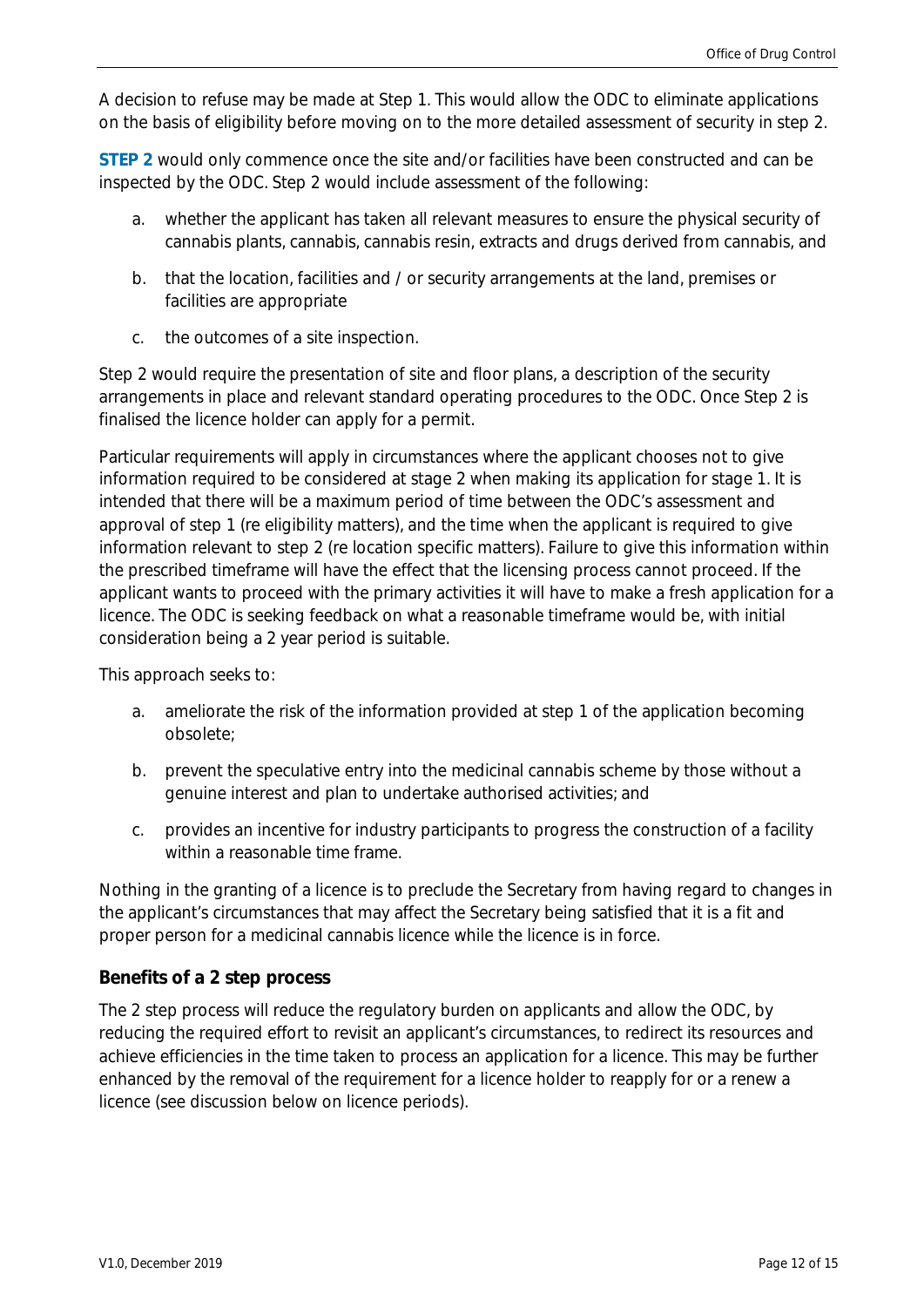A decision to refuse may be made at Step 1. This would allow the ODC to eliminate applications on the basis of eligibility before moving on to the more detailed assessment of security in step 2.

**STEP 2** would only commence once the site and/or facilities have been constructed and can be inspected by the ODC. Step 2 would include assessment of the following:

a. whether the applicant has taken all relevant measures to ensure the physical security of cannabis plants, cannabis, cannabis resin, extracts and drugs derived from cannabis, and

b. that the location, facilities and / or security arrangements at the land, premises or facilities are appropriate

c. the outcomes of a site inspection.

Step 2 would require the presentation of site and floor plans, a description of the security arrangements in place and relevant standard operating procedures to the ODC. Once Step 2 is finalised the licence holder can apply for a permit.

Particular requirements will apply in circumstances where the applicant chooses not to give information required to be considered at stage 2 when making its application for stage 1. It is intended that there will be a maximum period of time between the ODC's assessment and approval of step 1 (re eligibility matters), and the time when the applicant is required to give information relevant to step 2 (re location specific matters). Failure to give this information within the prescribed timeframe will have the effect that the licensing process cannot proceed. If the applicant wants to proceed with the primary activities it will have to make a fresh application for a licence. The ODC is seeking feedback on what a reasonable timeframe would be, with initial consideration being a 2 year period is suitable.

This approach seeks to:

a. ameliorate the risk of the information provided at step 1 of the application becoming obsolete;

b. prevent the speculative entry into the medicinal cannabis scheme by those without a genuine interest and plan to undertake authorised activities; and

c. provides an incentive for industry participants to progress the construction of a facility within a reasonable time frame.

Nothing in the granting of a licence is to preclude the Secretary from having regard to changes in the applicant's circumstances that may affect the Secretary being satisfied that it is a fit and proper person for a medicinal cannabis licence while the licence is in force.

### Benefits of a 2 step process

The 2 step process will reduce the regulatory burden on applicants and allow the ODC, by reducing the required effort to revisit an applicant's circumstances, to redirect its resources and achieve efficiencies in the time taken to process an application for a licence. This may be further enhanced by the removal of the requirement for a licence holder to reapply for or a renew a licence (see discussion below on licence periods).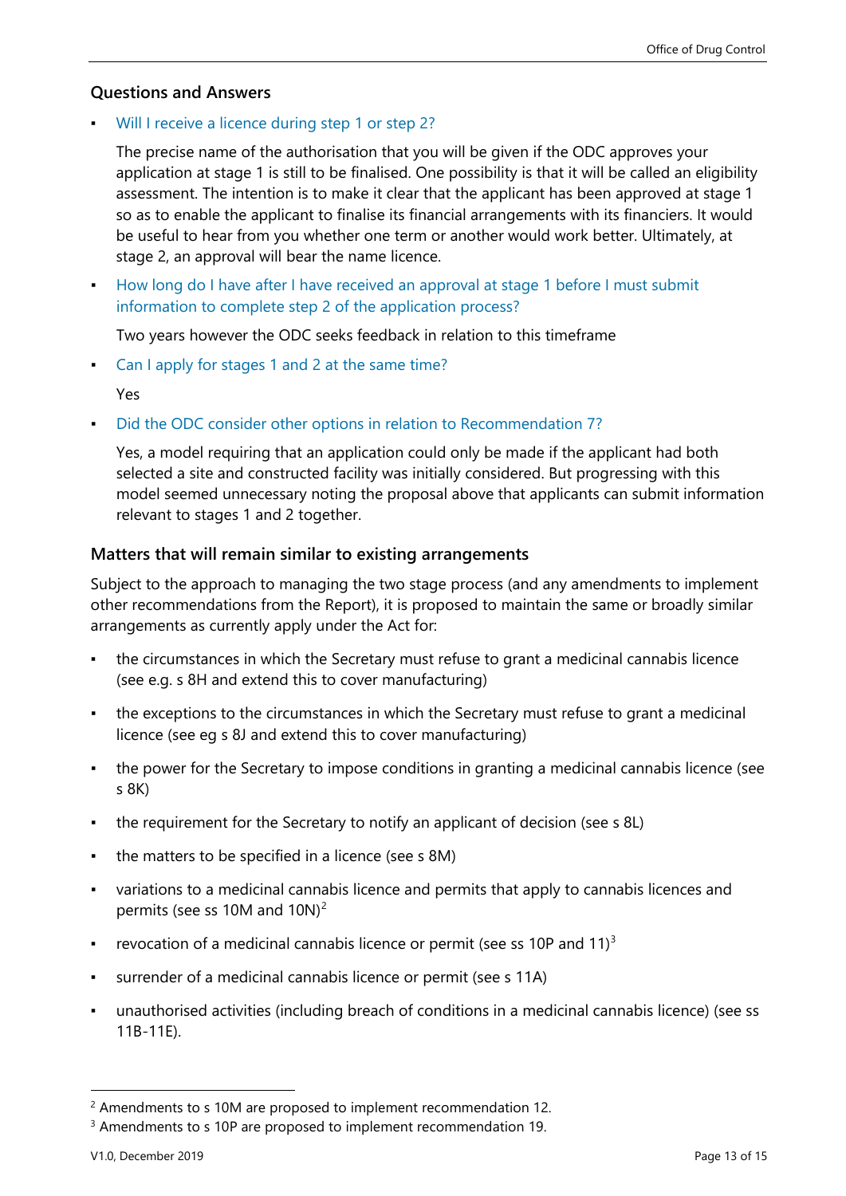## Questions and Answers

- Will I receive a licence during step 1 or step 2?

  The precise name of the authorisation that you will be given if the ODC approves your application at stage 1 is still to be finalised. One possibility is that it will be called an eligibility assessment. The intention is to make it clear that the applicant has been approved at stage 1 so as to enable the applicant to finalise its financial arrangements with its financiers. It would be useful to hear from you whether one term or another would work better. Ultimately, at stage 2, an approval will bear the name licence.

- How long do I have after I have received an approval at stage 1 before I must submit information to complete step 2 of the application process?

  Two years however the ODC seeks feedback in relation to this timeframe

- Can I apply for stages 1 and 2 at the same time?

  Yes

- Did the ODC consider other options in relation to Recommendation 7?

  Yes, a model requiring that an application could only be made if the applicant had both selected a site and constructed facility was initially considered. But progressing with this model seemed unnecessary noting the proposal above that applicants can submit information relevant to stages 1 and 2 together.

### Matters that will remain similar to existing arrangements

Subject to the approach to managing the two stage process (and any amendments to implement other recommendations from the Report), it is proposed to maintain the same or broadly similar arrangements as currently apply under the Act for:

- the circumstances in which the Secretary must refuse to grant a medicinal cannabis licence (see e.g. s 8H and extend this to cover manufacturing)
- the exceptions to the circumstances in which the Secretary must refuse to grant a medicinal licence (see eg s 8J and extend this to cover manufacturing)
- the power for the Secretary to impose conditions in granting a medicinal cannabis licence (see s 8K)
- the requirement for the Secretary to notify an applicant of decision (see s 8L)
- the matters to be specified in a licence (see s 8M)
- variations to a medicinal cannabis licence and permits that apply to cannabis licences and permits (see ss 10M and 10N)[2]
- revocation of a medicinal cannabis licence or permit (see ss 10P and 11)[3]
- surrender of a medicinal cannabis licence or permit (see s 11A)
- unauthorised activities (including breach of conditions in a medicinal cannabis licence) (see ss 11B-11E).

---

[2] Amendments to s 10M are proposed to implement recommendation 12.

[3] Amendments to s 10P are proposed to implement recommendation 19.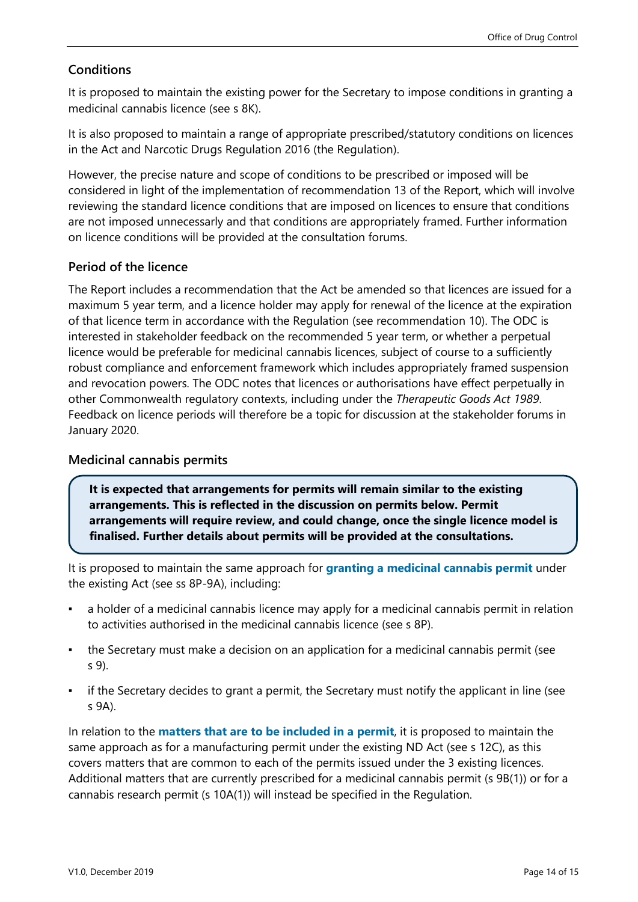### Conditions

It is proposed to maintain the existing power for the Secretary to impose conditions in granting a medicinal cannabis licence (see s 8K).

It is also proposed to maintain a range of appropriate prescribed/statutory conditions on licences in the Act and Narcotic Drugs Regulation 2016 (the Regulation).

However, the precise nature and scope of conditions to be prescribed or imposed will be considered in light of the implementation of recommendation 13 of the Report, which will involve reviewing the standard licence conditions that are imposed on licences to ensure that conditions are not imposed unnecessarily and that conditions are appropriately framed. Further information on licence conditions will be provided at the consultation forums.

### Period of the licence

The Report includes a recommendation that the Act be amended so that licences are issued for a maximum 5 year term, and a licence holder may apply for renewal of the licence at the expiration of that licence term in accordance with the Regulation (see recommendation 10). The ODC is interested in stakeholder feedback on the recommended 5 year term, or whether a perpetual licence would be preferable for medicinal cannabis licences, subject of course to a sufficiently robust compliance and enforcement framework which includes appropriately framed suspension and revocation powers. The ODC notes that licences or authorisations have effect perpetually in other Commonwealth regulatory contexts, including under the *Therapeutic Goods Act 1989*. Feedback on licence periods will therefore be a topic for discussion at the stakeholder forums in January 2020.

### Medicinal cannabis permits

**It is expected that arrangements for permits will remain similar to the existing arrangements. This is reflected in the discussion on permits below. Permit arrangements will require review, and could change, once the single licence model is finalised. Further details about permits will be provided at the consultations.**

It is proposed to maintain the same approach for **granting a medicinal cannabis permit** under the existing Act (see ss 8P-9A), including:

- a holder of a medicinal cannabis licence may apply for a medicinal cannabis permit in relation to activities authorised in the medicinal cannabis licence (see s 8P).
- the Secretary must make a decision on an application for a medicinal cannabis permit (see s 9).
- if the Secretary decides to grant a permit, the Secretary must notify the applicant in line (see s 9A).

In relation to the **matters that are to be included in a permit**, it is proposed to maintain the same approach as for a manufacturing permit under the existing ND Act (see s 12C), as this covers matters that are common to each of the permits issued under the 3 existing licences. Additional matters that are currently prescribed for a medicinal cannabis permit (s 9B(1)) or for a cannabis research permit (s 10A(1)) will instead be specified in the Regulation.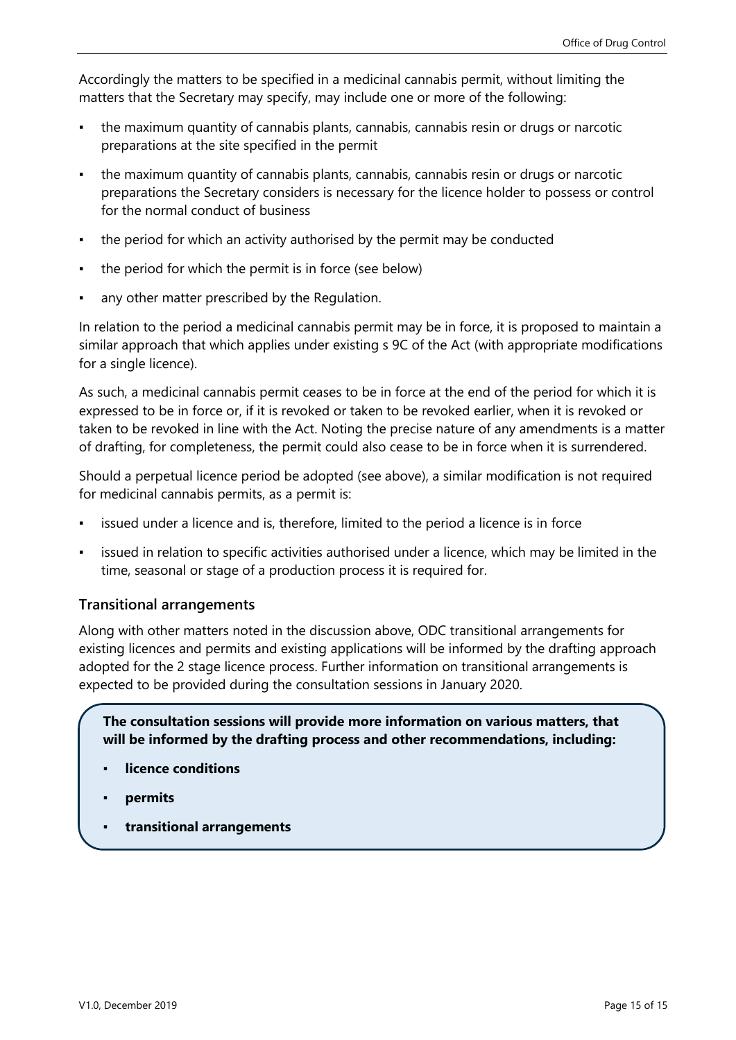Accordingly the matters to be specified in a medicinal cannabis permit, without limiting the matters that the Secretary may specify, may include one or more of the following:

- the maximum quantity of cannabis plants, cannabis, cannabis resin or drugs or narcotic preparations at the site specified in the permit
- the maximum quantity of cannabis plants, cannabis, cannabis resin or drugs or narcotic preparations the Secretary considers is necessary for the licence holder to possess or control for the normal conduct of business
- the period for which an activity authorised by the permit may be conducted
- the period for which the permit is in force (see below)
- any other matter prescribed by the Regulation.

In relation to the period a medicinal cannabis permit may be in force, it is proposed to maintain a similar approach that which applies under existing s 9C of the Act (with appropriate modifications for a single licence).

As such, a medicinal cannabis permit ceases to be in force at the end of the period for which it is expressed to be in force or, if it is revoked or taken to be revoked earlier, when it is revoked or taken to be revoked in line with the Act. Noting the precise nature of any amendments is a matter of drafting, for completeness, the permit could also cease to be in force when it is surrendered.

Should a perpetual licence period be adopted (see above), a similar modification is not required for medicinal cannabis permits, as a permit is:

- issued under a licence and is, therefore, limited to the period a licence is in force
- issued in relation to specific activities authorised under a licence, which may be limited in the time, seasonal or stage of a production process it is required for.

### Transitional arrangements

Along with other matters noted in the discussion above, ODC transitional arrangements for existing licences and permits and existing applications will be informed by the drafting approach adopted for the 2 stage licence process. Further information on transitional arrangements is expected to be provided during the consultation sessions in January 2020.

**The consultation sessions will provide more information on various matters, that will be informed by the drafting process and other recommendations, including:**

- **licence conditions**
- **permits**
- **transitional arrangements**